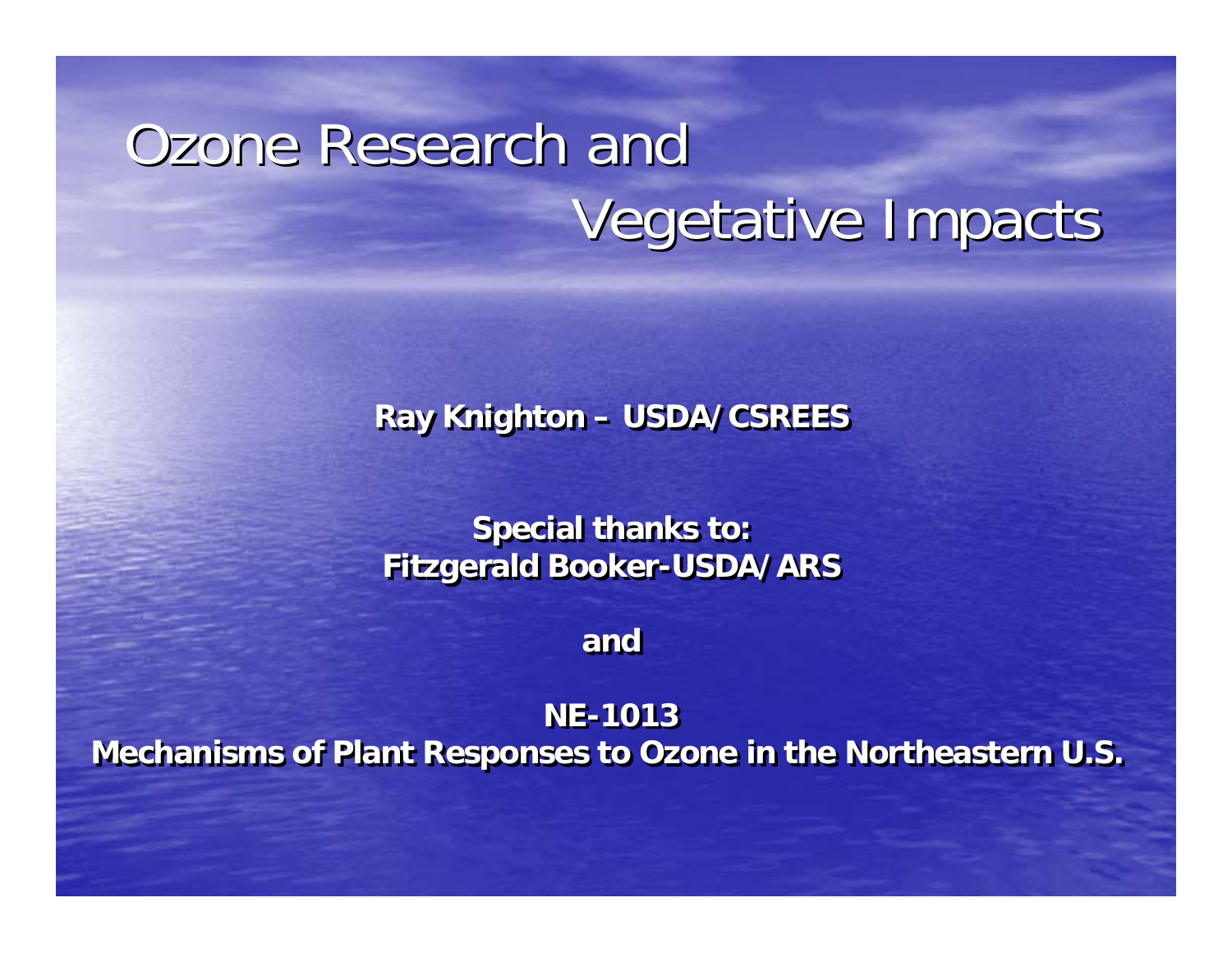# Ozone Research and Vegetative Impacts

**Ray Knighton – USDA/CSREES**

**Special thanks to:**
**Fitzgerald Booker-USDA/ARS**

**and**

**NE-1013**
**Mechanisms of Plant Responses to Ozone in the Northeastern U.S.**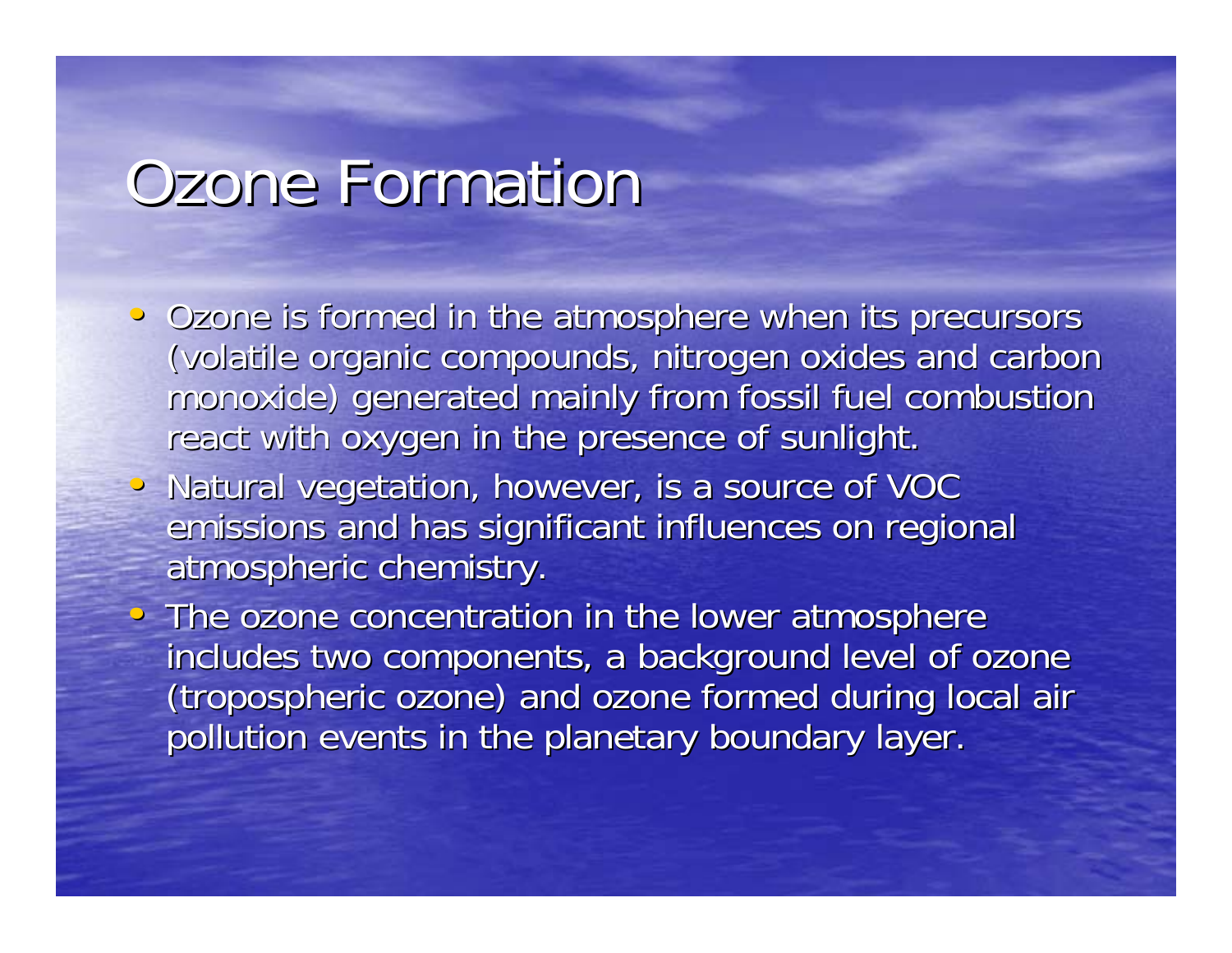# Ozone Formation

- Ozone is formed in the atmosphere when its precursors (volatile organic compounds, nitrogen oxides and carbon monoxide) generated mainly from fossil fuel combustion react with oxygen in the presence of sunlight.
- Natural vegetation, however, is a source of VOC emissions and has significant influences on regional atmospheric chemistry.
- The ozone concentration in the lower atmosphere includes two components, a background level of ozone (tropospheric ozone) and ozone formed during local air pollution events in the planetary boundary layer.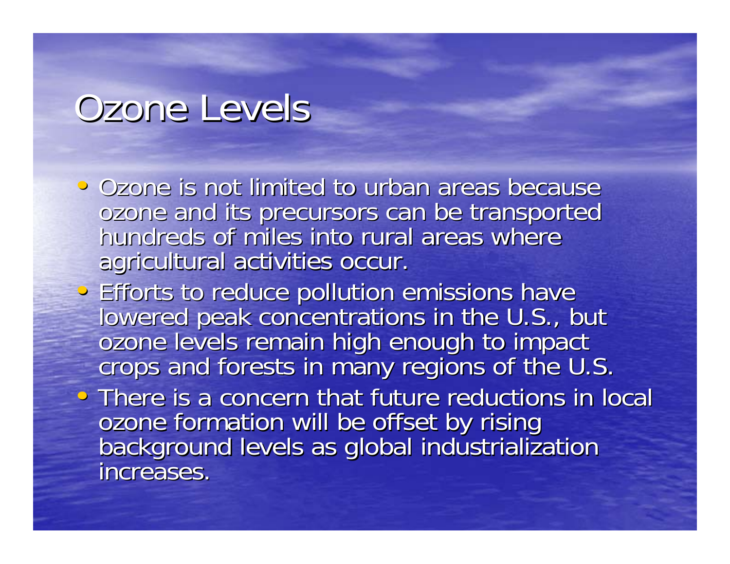# Ozone Levels

- Ozone is not limited to urban areas because ozone and its precursors can be transported hundreds of miles into rural areas where agricultural activities occur.
- Efforts to reduce pollution emissions have lowered peak concentrations in the U.S., but ozone levels remain high enough to impact crops and forests in many regions of the U.S.
- There is a concern that future reductions in local ozone formation will be offset by rising background levels as global industrialization increases.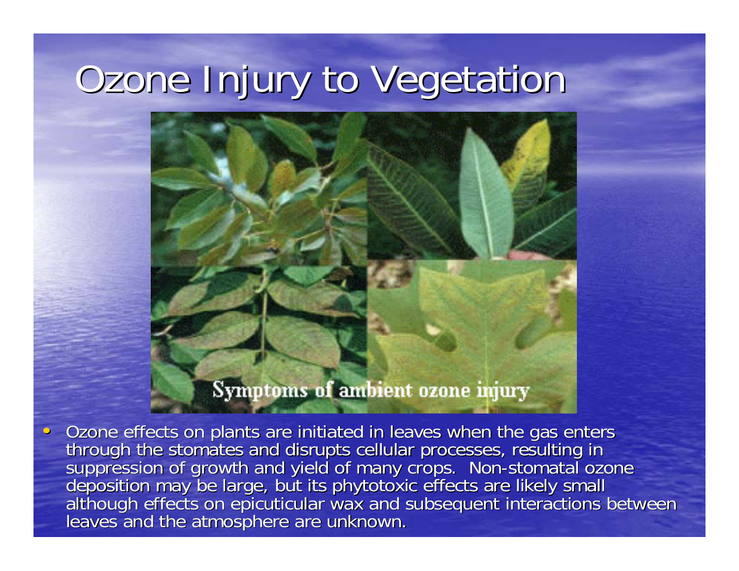# Ozone Injury to Vegetation

- Ozone effects on plants are initiated in leaves when the gas enters through the stomates and disrupts cellular processes, resulting in suppression of growth and yield of many crops. Non-stomatal ozone deposition may be large, but its phytotoxic effects are likely small although effects on epicuticular wax and subsequent interactions between leaves and the atmosphere are unknown.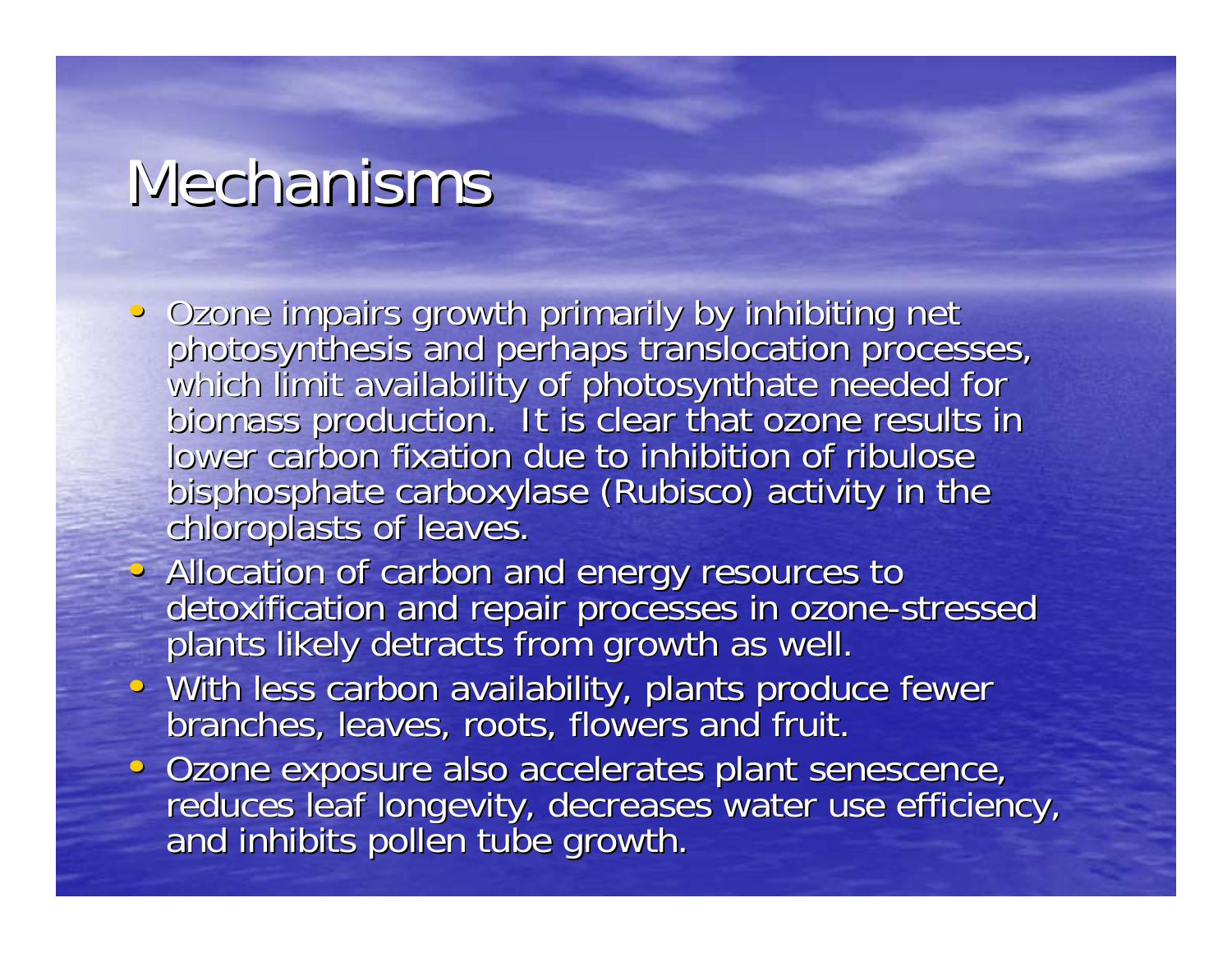# Mechanisms

- Ozone impairs growth primarily by inhibiting net photosynthesis and perhaps translocation processes, which limit availability of photosynthate needed for biomass production. It is clear that ozone results in lower carbon fixation due to inhibition of ribulose bisphosphate carboxylase (Rubisco) activity in the chloroplasts of leaves.
- Allocation of carbon and energy resources to detoxification and repair processes in ozone-stressed plants likely detracts from growth as well.
- With less carbon availability, plants produce fewer branches, leaves, roots, flowers and fruit.
- Ozone exposure also accelerates plant senescence, reduces leaf longevity, decreases water use efficiency, and inhibits pollen tube growth.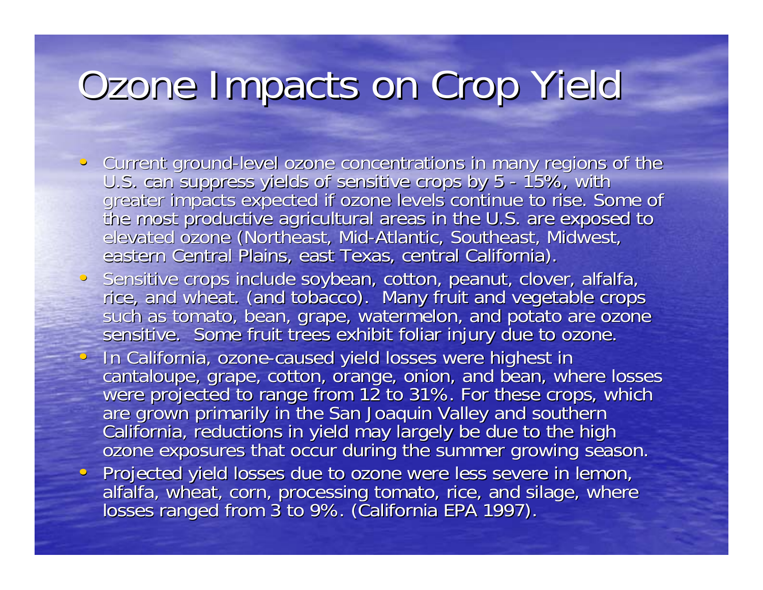# Ozone Impacts on Crop Yield

- Current ground-level ozone concentrations in many regions of the U.S. can suppress yields of sensitive crops by 5 - 15%, with greater impacts expected if ozone levels continue to rise. Some of the most productive agricultural areas in the U.S. are exposed to elevated ozone (Northeast, Mid-Atlantic, Southeast, Midwest, eastern Central Plains, east Texas, central California).
- Sensitive crops include soybean, cotton, peanut, clover, alfalfa, rice, and wheat. (and tobacco). Many fruit and vegetable crops such as tomato, bean, grape, watermelon, and potato are ozone sensitive. Some fruit trees exhibit foliar injury due to ozone.
- In California, ozone-caused yield losses were highest in cantaloupe, grape, cotton, orange, onion, and bean, where losses were projected to range from 12 to 31%. For these crops, which are grown primarily in the San Joaquin Valley and southern California, reductions in yield may largely be due to the high ozone exposures that occur during the summer growing season.
- Projected yield losses due to ozone were less severe in lemon, alfalfa, wheat, corn, processing tomato, rice, and silage, where losses ranged from 3 to 9%. (California EPA 1997).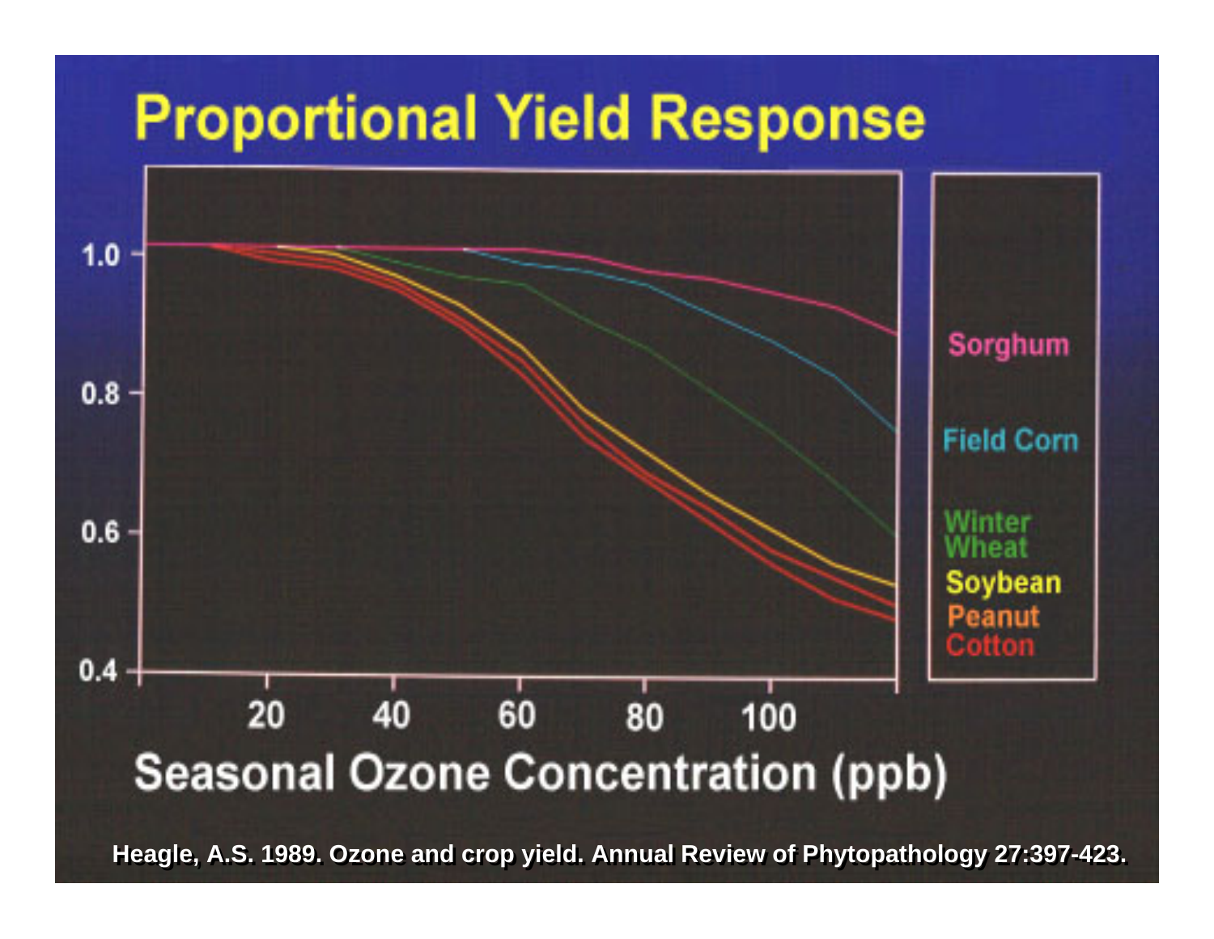# Proportional Yield Response

Seasonal Ozone Concentration (ppb)

Sorghum
Field Corn
Winter Wheat
Soybean
Peanut
Cotton

Heagle, A.S. 1989. Ozone and crop yield. Annual Review of Phytopathology 27:397-423.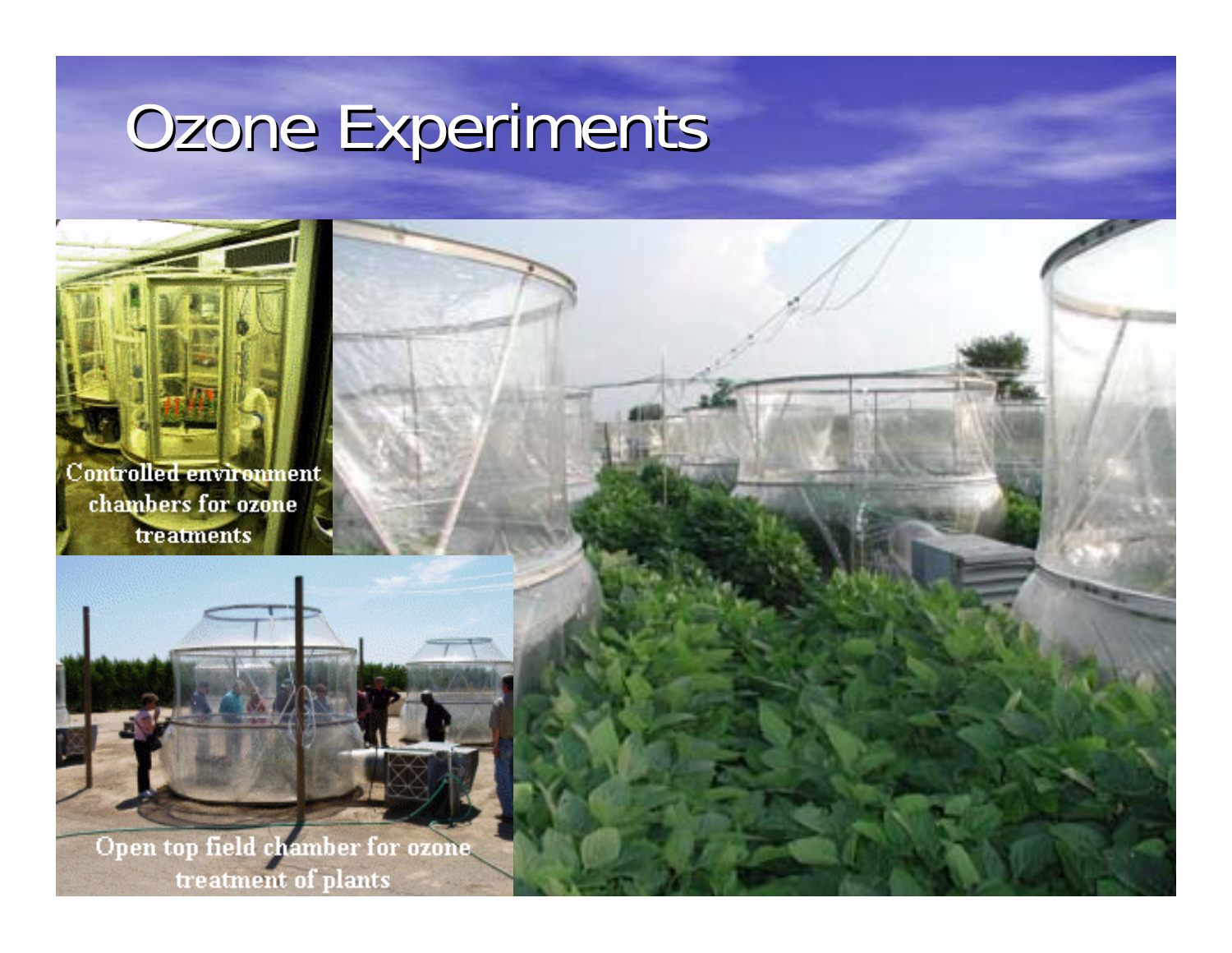# Ozone Experiments

Controlled environment chambers for ozone treatments

Open top field chamber for ozone treatment of plants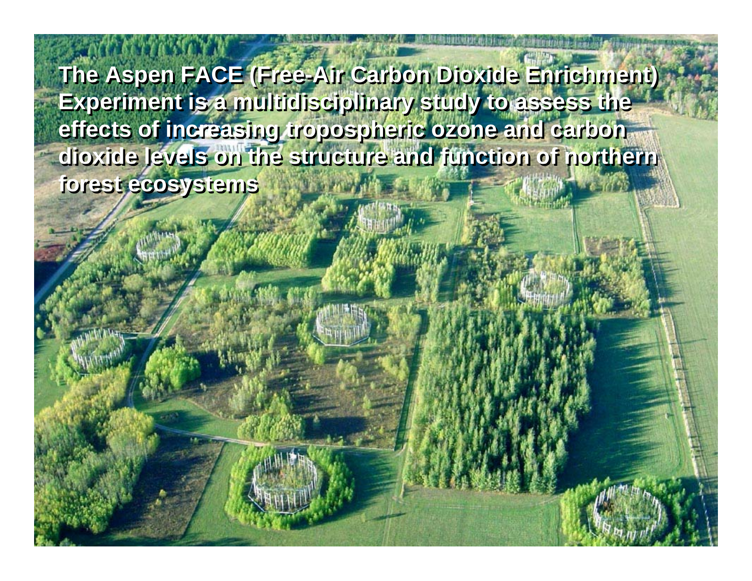**The Aspen FACE (Free-Air Carbon Dioxide Enrichment) Experiment is a multidisciplinary study to assess the effects of increasing tropospheric ozone and carbon dioxide levels on the structure and function of northern forest ecosystems**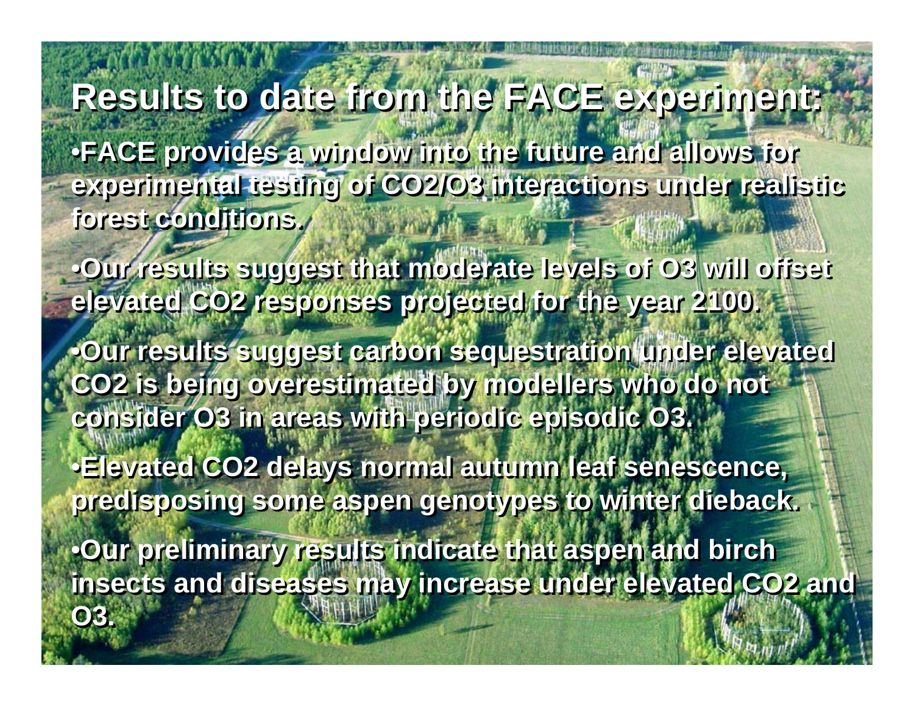# Results to date from the FACE experiment:

- FACE provides a window into the future and allows for experimental testing of $CO_2/O_3$ interactions under realistic forest conditions.
- Our results suggest that moderate levels of $O_3$ will offset elevated $CO_2$ responses projected for the year 2100.
- Our results suggest carbon sequestration under elevated $CO_2$ is being overestimated by modellers who do not consider $O_3$ in areas with periodic episodic $O_3$.
- Elevated $CO_2$ delays normal autumn leaf senescence, predisposing some aspen genotypes to winter dieback.
- Our preliminary results indicate that aspen and birch insects and diseases may increase under elevated $CO_2$ and $O_3$.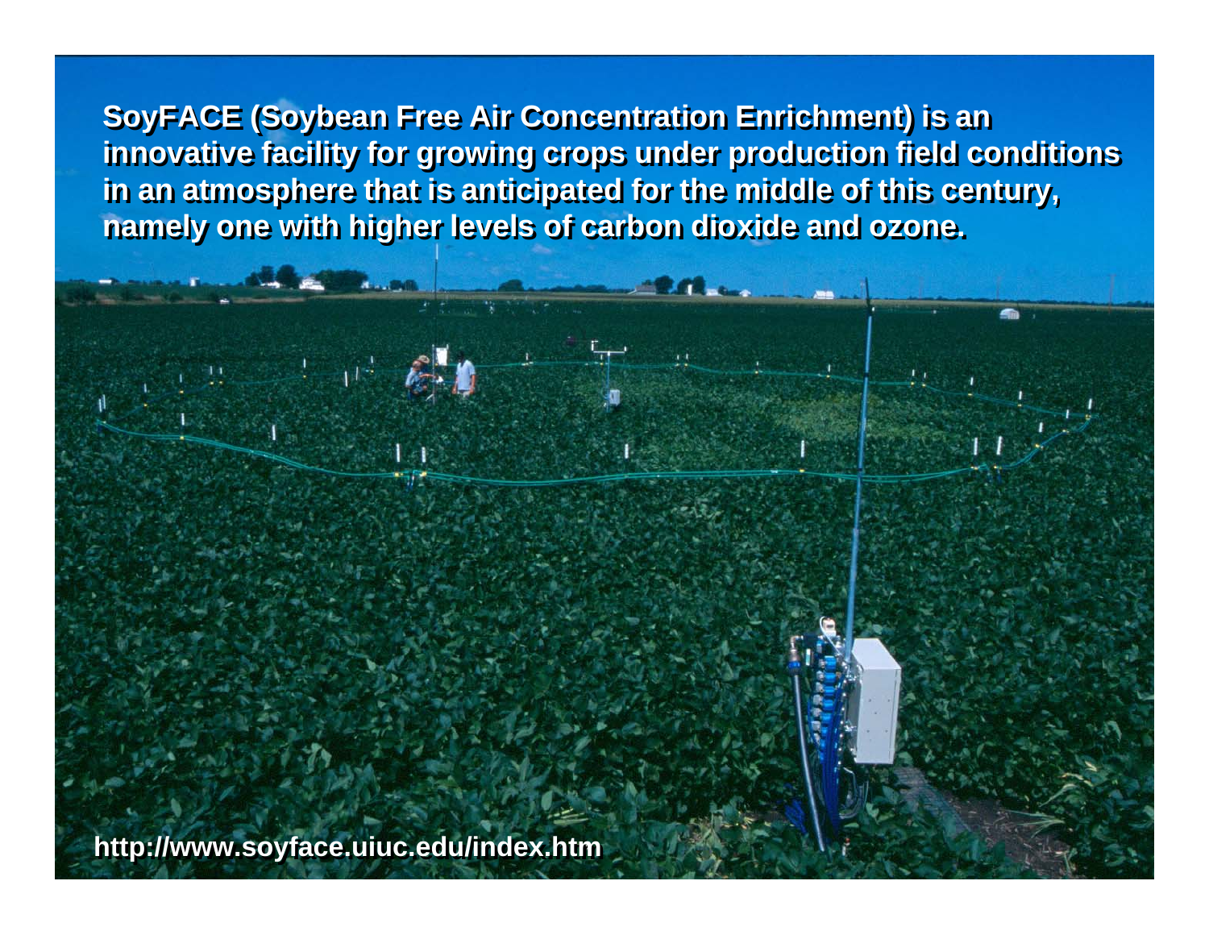SoyFACE (Soybean Free Air Concentration Enrichment) is an innovative facility for growing crops under production field conditions in an atmosphere that is anticipated for the middle of this century, namely one with higher levels of carbon dioxide and ozone.

http://www.soyface.uiuc.edu/index.htm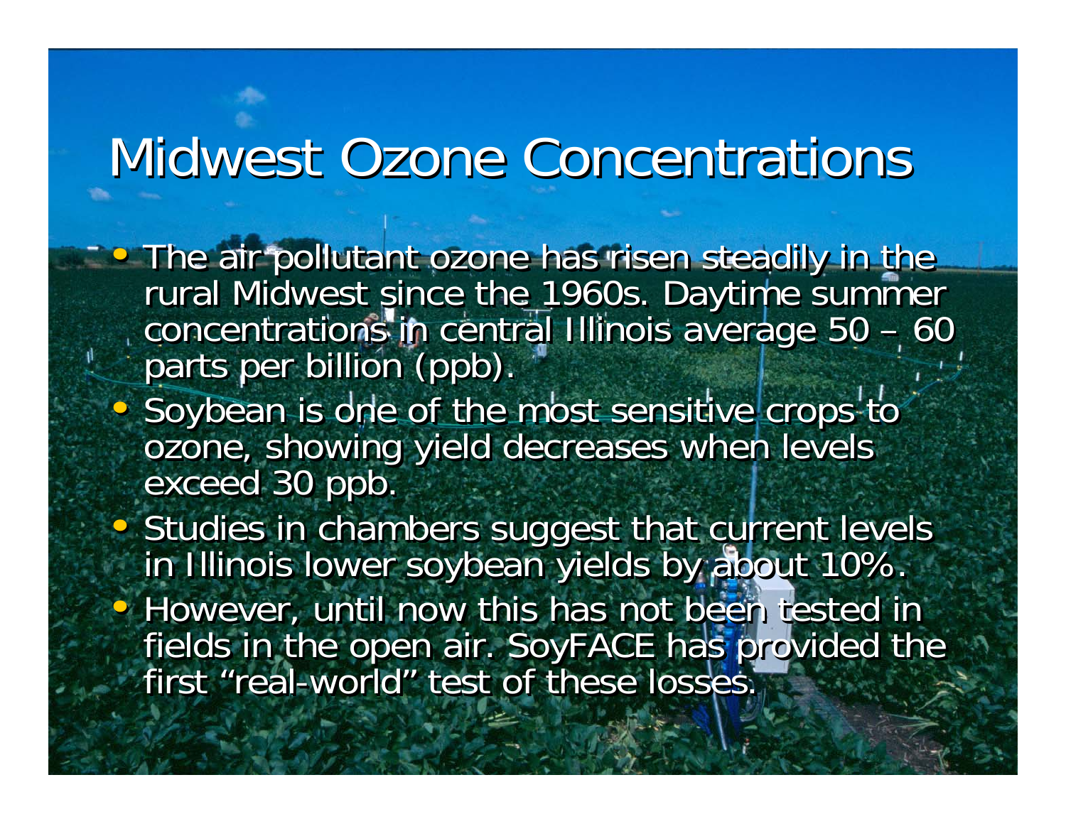# Midwest Ozone Concentrations

- The air pollutant ozone has risen steadily in the rural Midwest since the 1960s. Daytime summer concentrations in central Illinois average 50 – 60 parts per billion (ppb).
- Soybean is one of the most sensitive crops to ozone, showing yield decreases when levels exceed 30 ppb.
- Studies in chambers suggest that current levels in Illinois lower soybean yields by about 10%.
- However, until now this has not been tested in fields in the open air. SoyFACE has provided the first "real-world" test of these losses.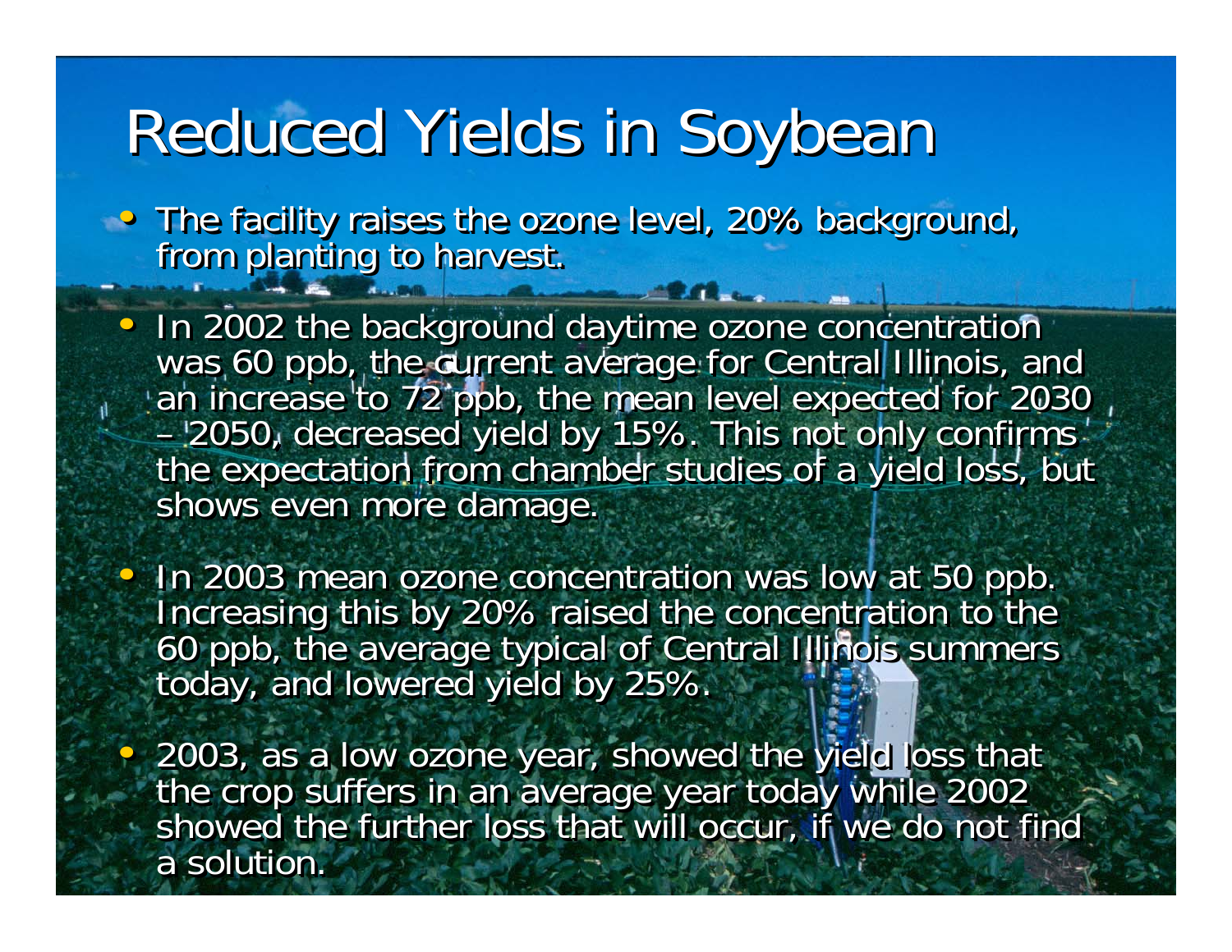# Reduced Yields in Soybean

- The facility raises the ozone level, 20% background, from planting to harvest.
- In 2002 the background daytime ozone concentration was 60 ppb, the current average for Central Illinois, and an increase to 72 ppb, the mean level expected for 2030 – 2050, decreased yield by 15%. This not only confirms the expectation from chamber studies of a yield loss, but shows even more damage.
- In 2003 mean ozone concentration was low at 50 ppb. Increasing this by 20% raised the concentration to the 60 ppb, the average typical of Central Illinois summers today, and lowered yield by 25%.
- 2003, as a low ozone year, showed the yield loss that the crop suffers in an average year today while 2002 showed the further loss that will occur, if we do not find a solution.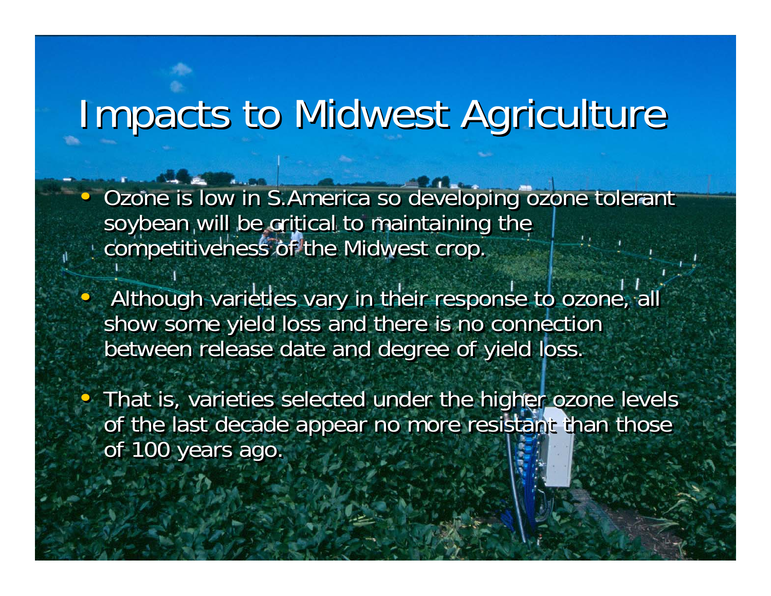# Impacts to Midwest Agriculture

- Ozone is low in S.America so developing ozone tolerant soybean will be critical to maintaining the competitiveness of the Midwest crop.
- Although varieties vary in their response to ozone, all show some yield loss and there is no connection between release date and degree of yield loss.
- That is, varieties selected under the higher ozone levels of the last decade appear no more resistant than those of 100 years ago.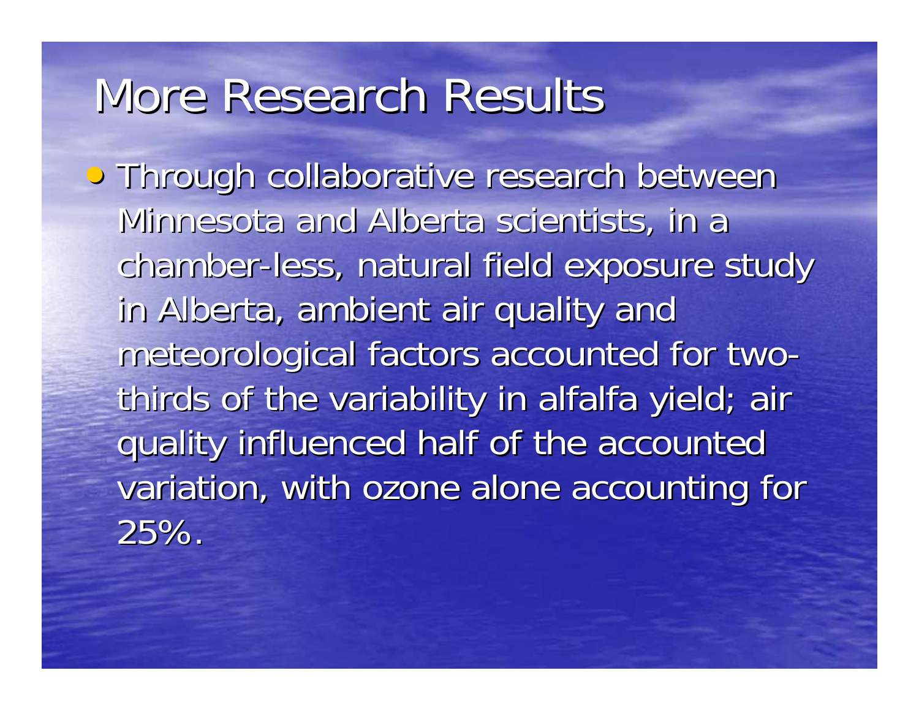# More Research Results

- Through collaborative research between Minnesota and Alberta scientists, in a chamber-less, natural field exposure study in Alberta, ambient air quality and meteorological factors accounted for two-thirds of the variability in alfalfa yield; air quality influenced half of the accounted variation, with ozone alone accounting for 25%.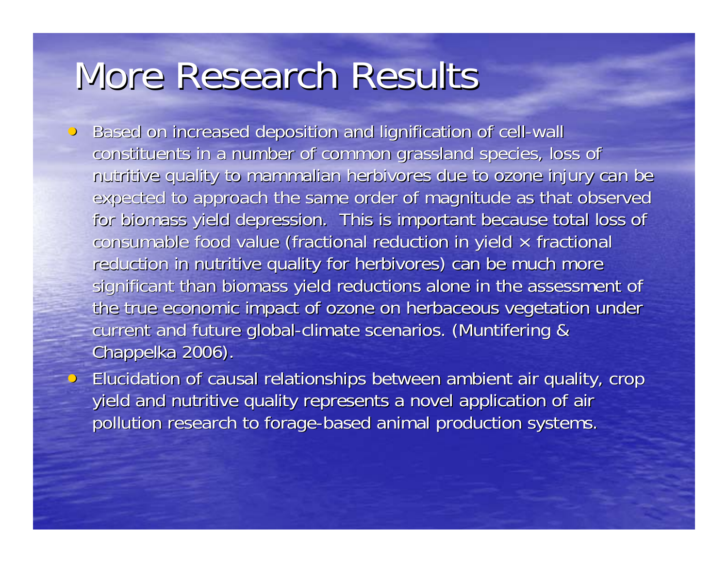# More Research Results

- Based on increased deposition and lignification of cell-wall constituents in a number of common grassland species, loss of nutritive quality to mammalian herbivores due to ozone injury can be expected to approach the same order of magnitude as that observed for biomass yield depression. This is important because total loss of consumable food value (fractional reduction in yield $\times$ fractional reduction in nutritive quality for herbivores) can be much more significant than biomass yield reductions alone in the assessment of the true economic impact of ozone on herbaceous vegetation under current and future global-climate scenarios. (Muntifering & Chappelka 2006).
- Elucidation of causal relationships between ambient air quality, crop yield and nutritive quality represents a novel application of air pollution research to forage-based animal production systems.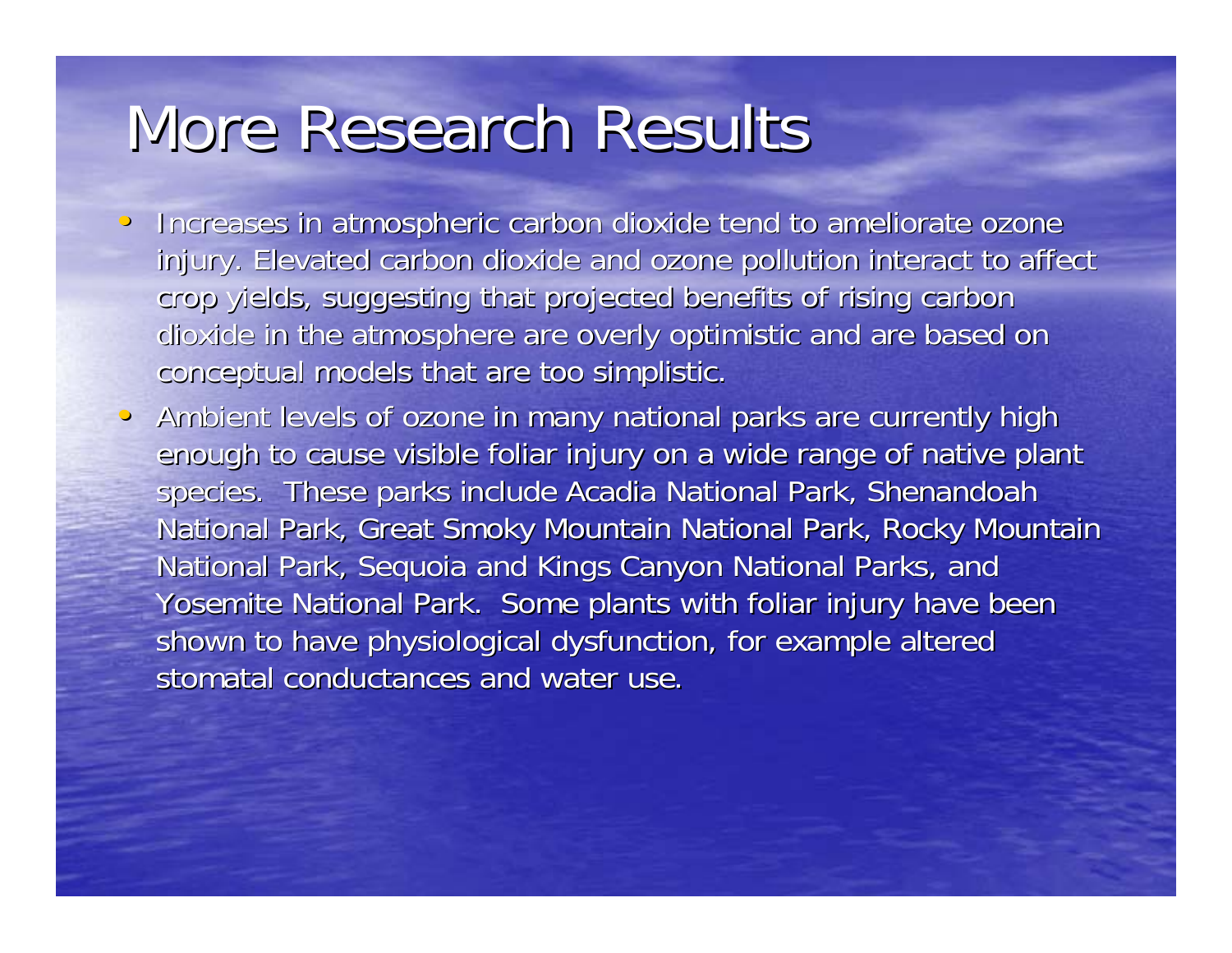# More Research Results

- Increases in atmospheric carbon dioxide tend to ameliorate ozone injury. Elevated carbon dioxide and ozone pollution interact to affect crop yields, suggesting that projected benefits of rising carbon dioxide in the atmosphere are overly optimistic and are based on conceptual models that are too simplistic.
- Ambient levels of ozone in many national parks are currently high enough to cause visible foliar injury on a wide range of native plant species. These parks include Acadia National Park, Shenandoah National Park, Great Smoky Mountain National Park, Rocky Mountain National Park, Sequoia and Kings Canyon National Parks, and Yosemite National Park. Some plants with foliar injury have been shown to have physiological dysfunction, for example altered stomatal conductances and water use.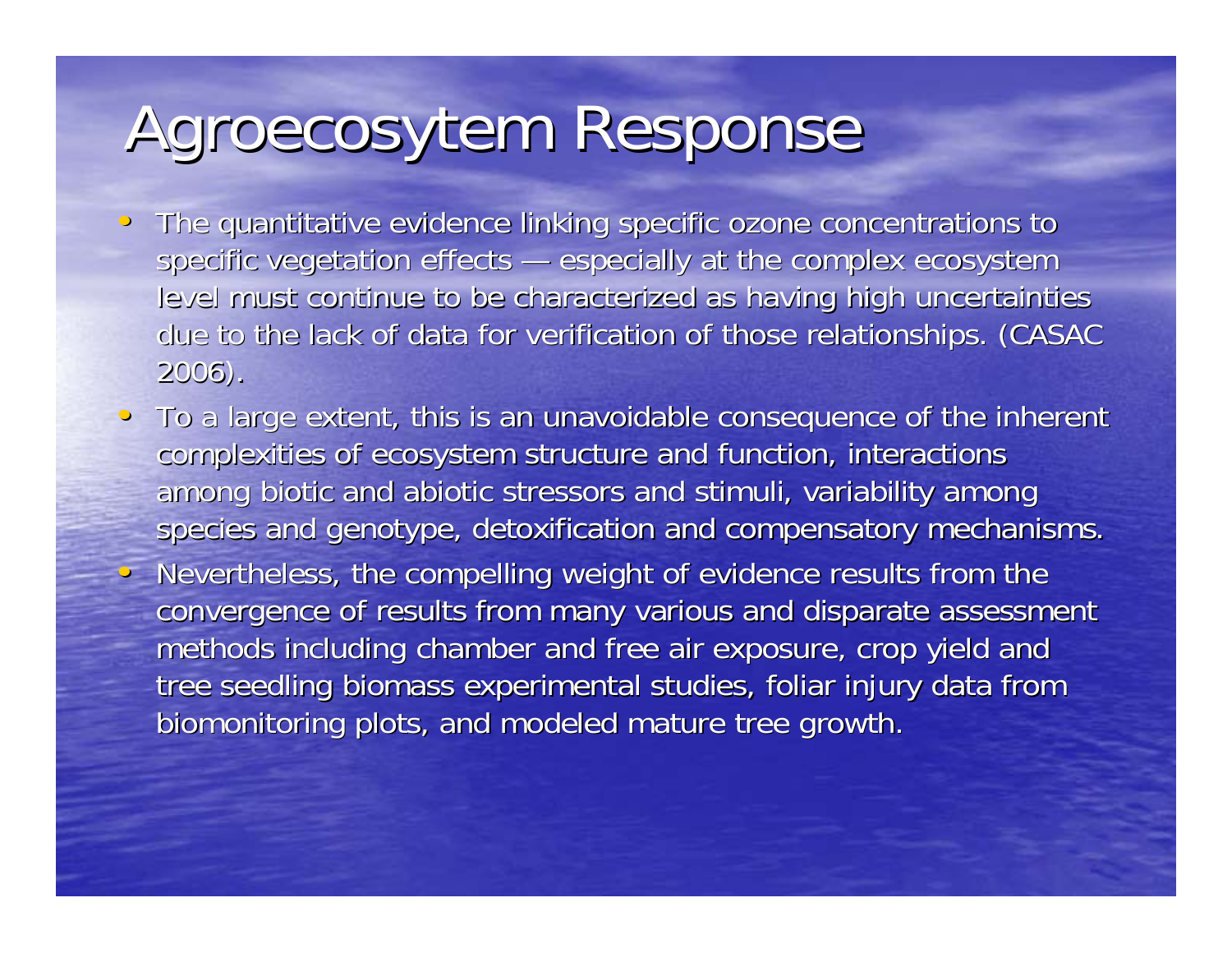# Agroecosytem Response

- The quantitative evidence linking specific ozone concentrations to specific vegetation effects — especially at the complex ecosystem level must continue to be characterized as having high uncertainties due to the lack of data for verification of those relationships. (CASAC 2006).
- To a large extent, this is an unavoidable consequence of the inherent complexities of ecosystem structure and function, interactions among biotic and abiotic stressors and stimuli, variability among species and genotype, detoxification and compensatory mechanisms.
- Nevertheless, the compelling weight of evidence results from the convergence of results from many various and disparate assessment methods including chamber and free air exposure, crop yield and tree seedling biomass experimental studies, foliar injury data from biomonitoring plots, and modeled mature tree growth.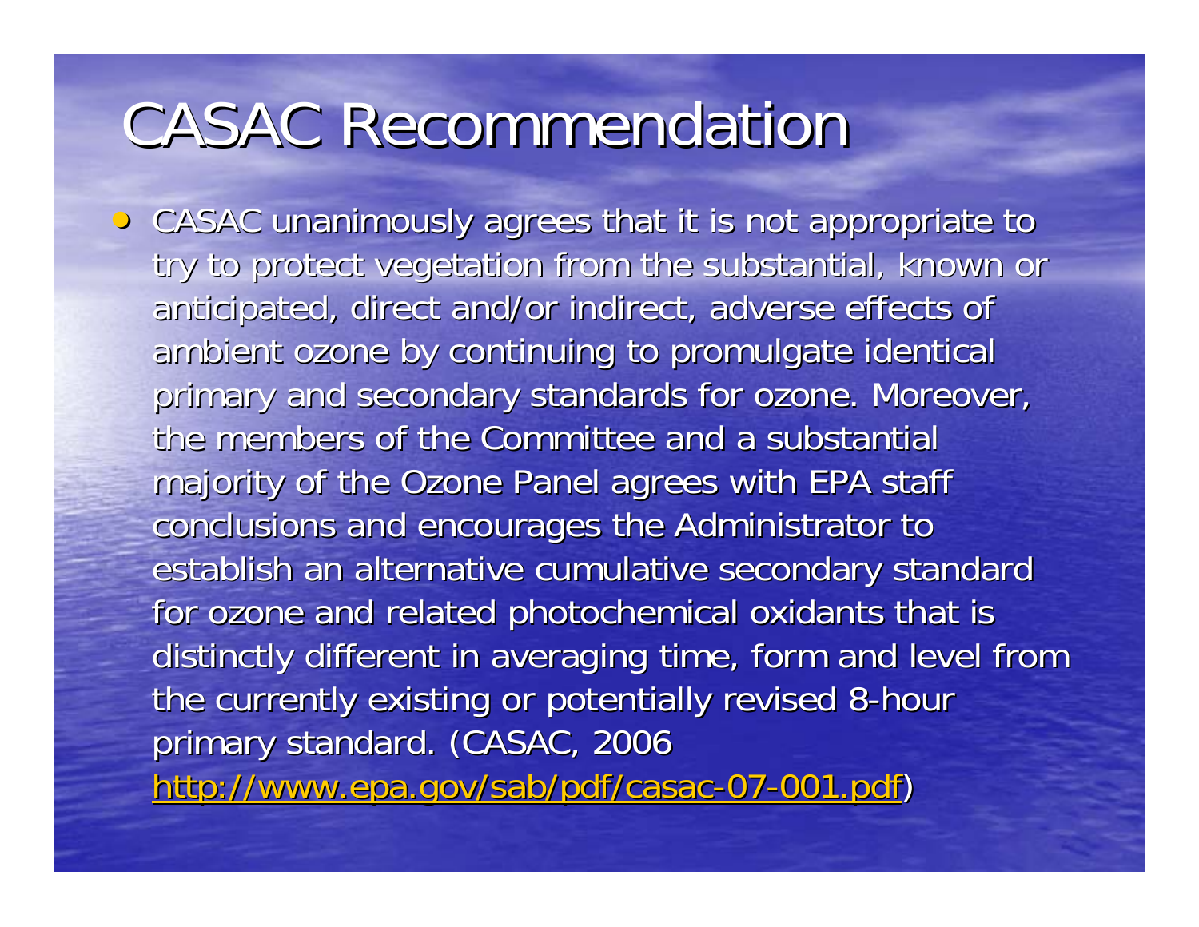# CASAC Recommendation

- CASAC unanimously agrees that it is not appropriate to try to protect vegetation from the substantial, known or anticipated, direct and/or indirect, adverse effects of ambient ozone by continuing to promulgate identical primary and secondary standards for ozone. Moreover, the members of the Committee and a substantial majority of the Ozone Panel agrees with EPA staff conclusions and encourages the Administrator to establish an alternative cumulative secondary standard for ozone and related photochemical oxidants that is distinctly different in averaging time, form and level from the currently existing or potentially revised 8-hour primary standard. (CASAC, 2006 [http://www.epa.gov/sab/pdf/casac-07-001.pdf](http://www.epa.gov/sab/pdf/casac-07-001.pdf))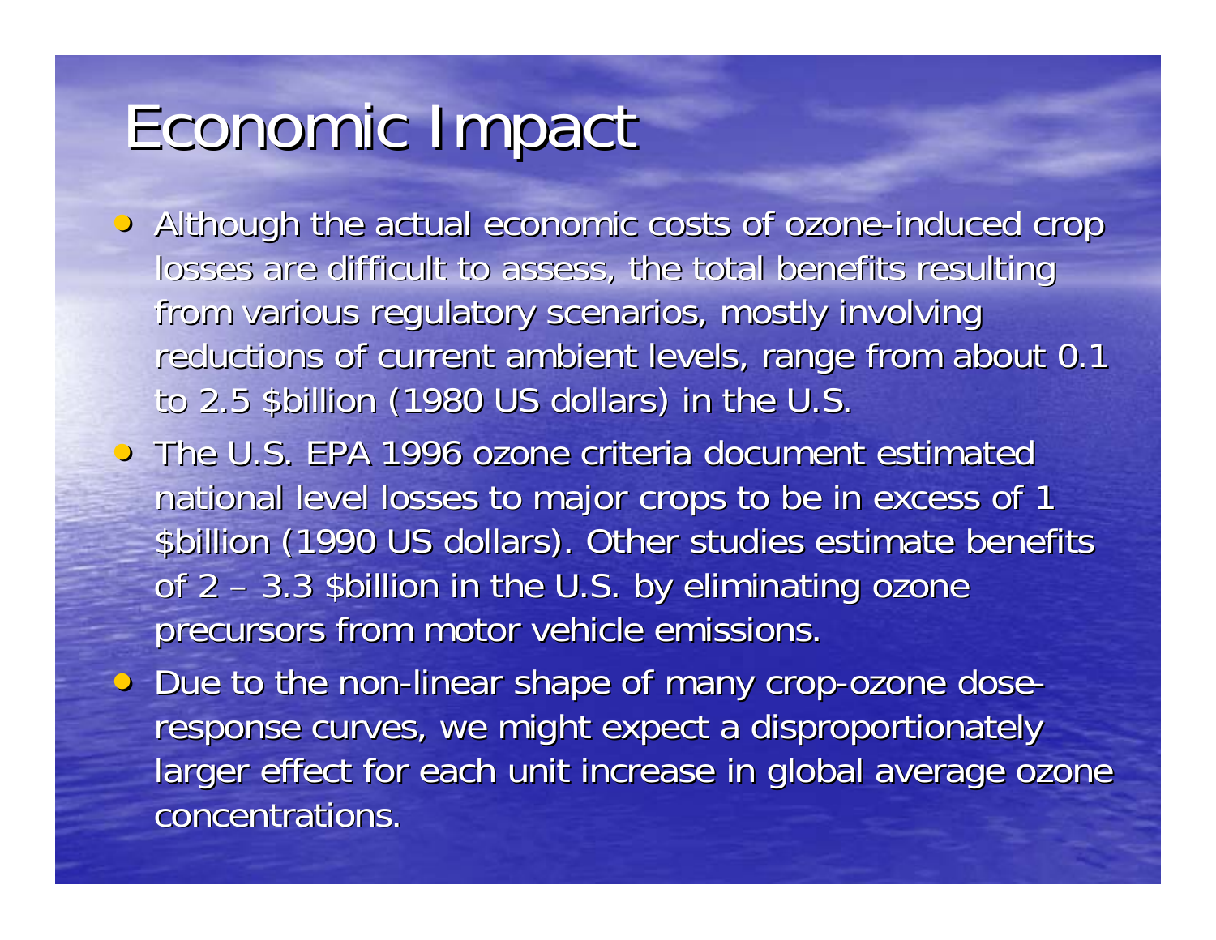# Economic Impact

- Although the actual economic costs of ozone-induced crop losses are difficult to assess, the total benefits resulting from various regulatory scenarios, mostly involving reductions of current ambient levels, range from about 0.1 to 2.5 $billion (1980 US dollars) in the U.S.
- The U.S. EPA 1996 ozone criteria document estimated national level losses to major crops to be in excess of 1 $billion (1990 US dollars). Other studies estimate benefits of 2 – 3.3 $billion in the U.S. by eliminating ozone precursors from motor vehicle emissions.
- Due to the non-linear shape of many crop-ozone dose-response curves, we might expect a disproportionately larger effect for each unit increase in global average ozone concentrations.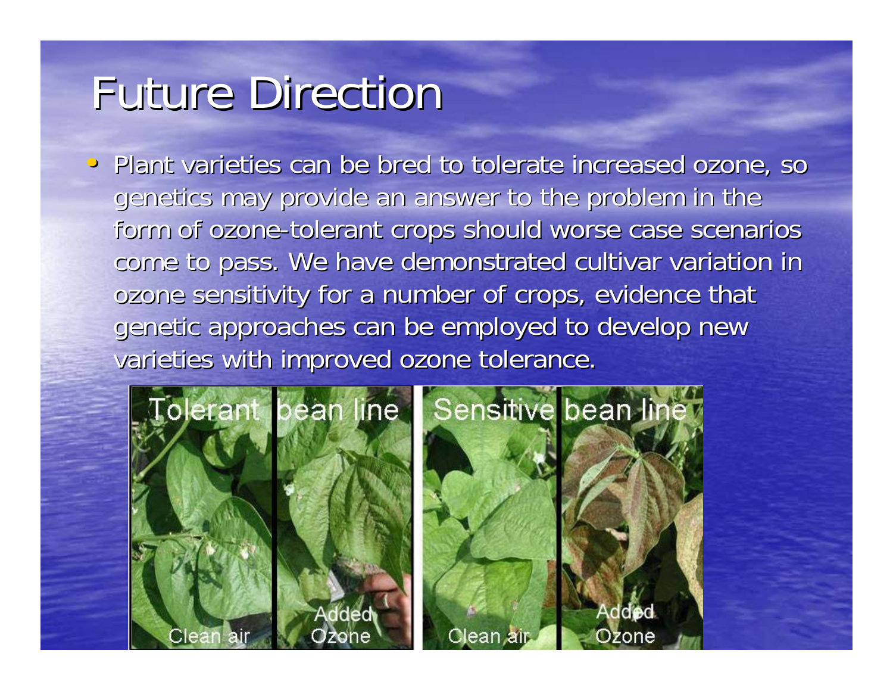# Future Direction

- Plant varieties can be bred to tolerate increased ozone, so genetics may provide an answer to the problem in the form of ozone-tolerant crops should worse case scenarios come to pass. We have demonstrated cultivar variation in ozone sensitivity for a number of crops, evidence that genetic approaches can be employed to develop new varieties with improved ozone tolerance.

Tolerant bean line — Clean air | Added Ozone

Sensitive bean line — Clean air | Added Ozone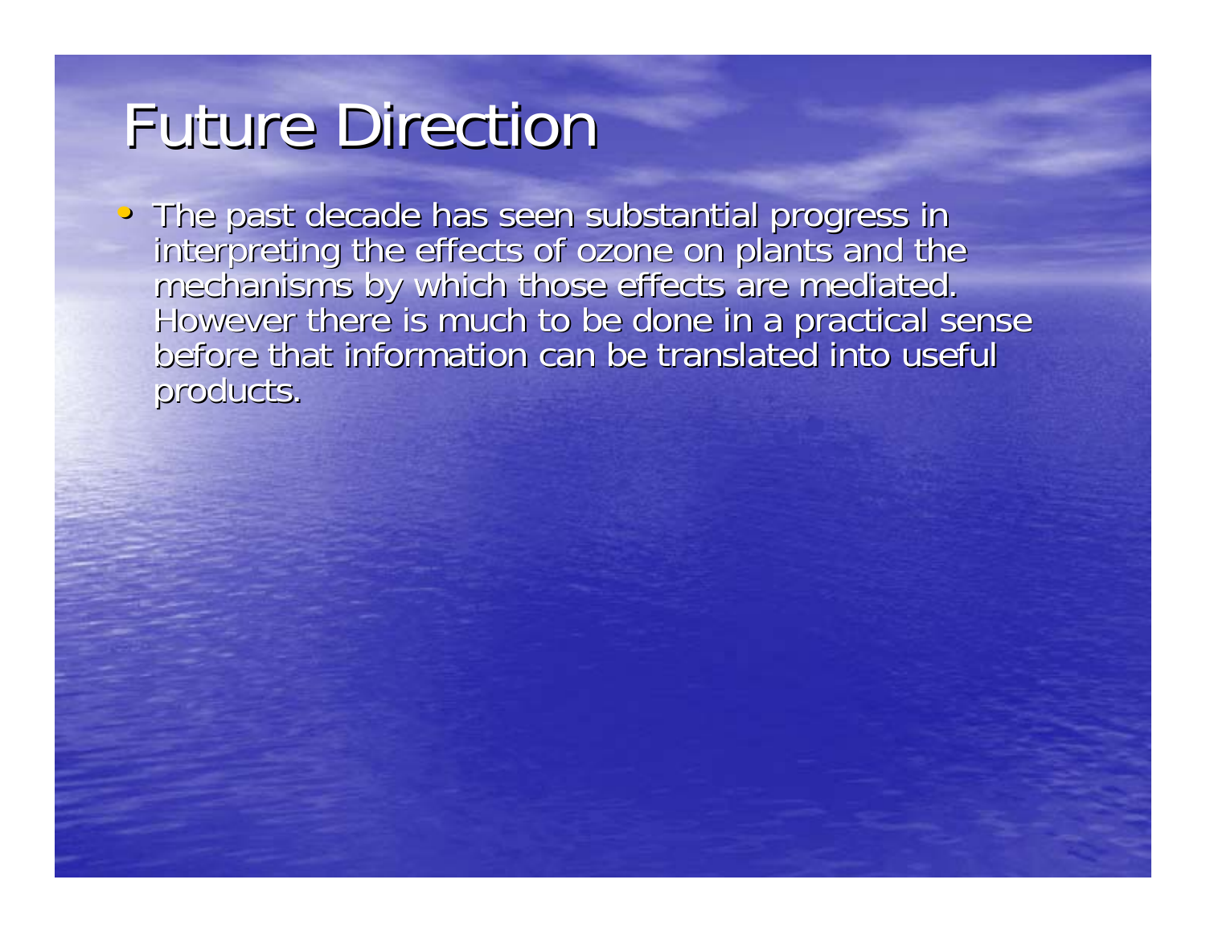# Future Direction

- The past decade has seen substantial progress in interpreting the effects of ozone on plants and the mechanisms by which those effects are mediated. However there is much to be done in a practical sense before that information can be translated into useful products.